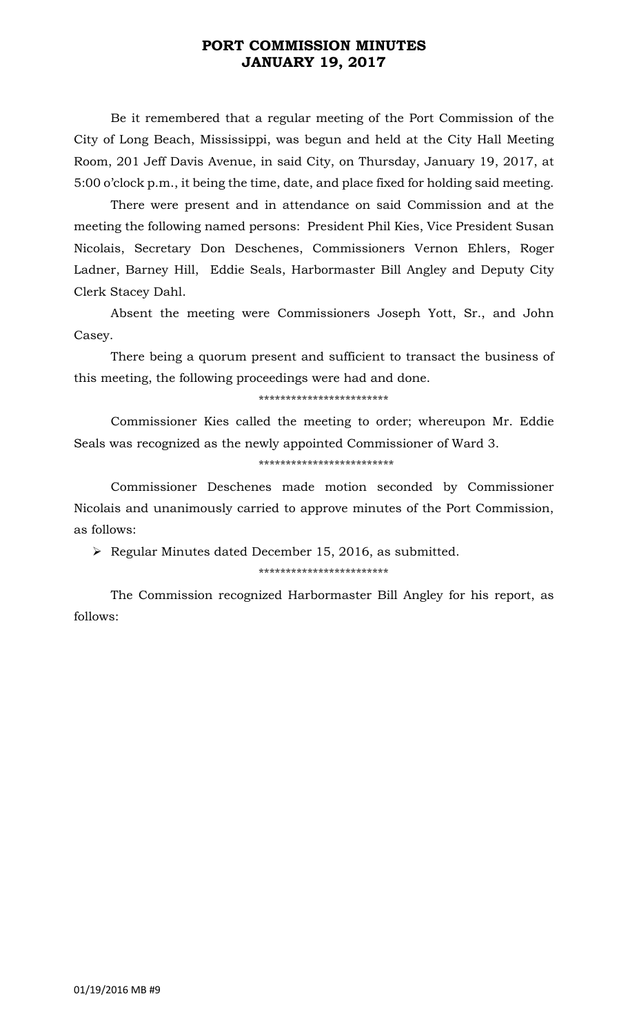# PORT COMMISSION MINUTES
# JANUARY 19, 2017

Be it remembered that a regular meeting of the Port Commission of the City of Long Beach, Mississippi, was begun and held at the City Hall Meeting Room, 201 Jeff Davis Avenue, in said City, on Thursday, January 19, 2017, at 5:00 o'clock p.m., it being the time, date, and place fixed for holding said meeting.

There were present and in attendance on said Commission and at the meeting the following named persons: President Phil Kies, Vice President Susan Nicolais, Secretary Don Deschenes, Commissioners Vernon Ehlers, Roger Ladner, Barney Hill, Eddie Seals, Harbormaster Bill Angley and Deputy City Clerk Stacey Dahl.

Absent the meeting were Commissioners Joseph Yott, Sr., and John Casey.

There being a quorum present and sufficient to transact the business of this meeting, the following proceedings were had and done.

************************

Commissioner Kies called the meeting to order; whereupon Mr. Eddie Seals was recognized as the newly appointed Commissioner of Ward 3.

*************************

Commissioner Deschenes made motion seconded by Commissioner Nicolais and unanimously carried to approve minutes of the Port Commission, as follows:

- Regular Minutes dated December 15, 2016, as submitted.

************************

The Commission recognized Harbormaster Bill Angley for his report, as follows: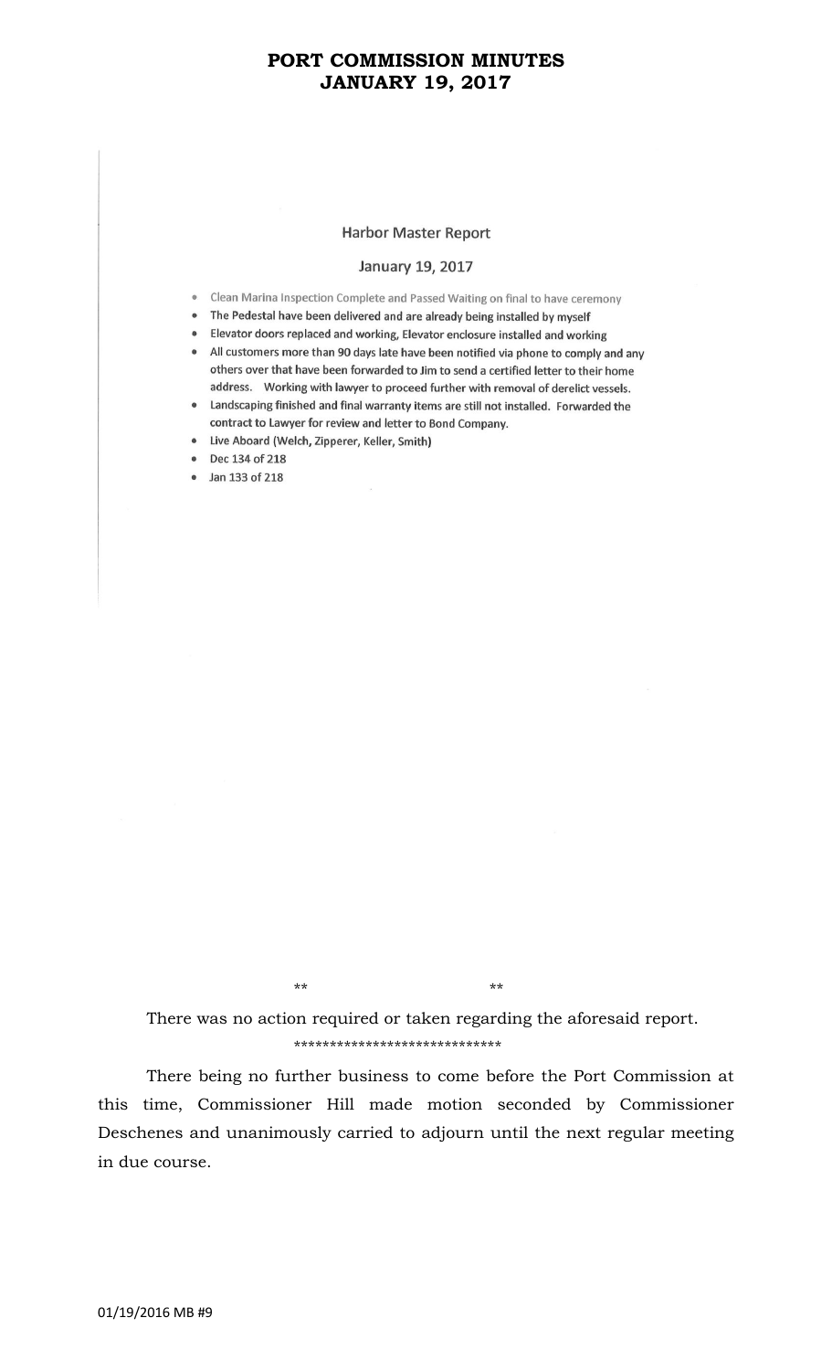# PORT COMMISSION MINUTES
# JANUARY 19, 2017

### Harbor Master Report

January 19, 2017

- Clean Marina Inspection Complete and Passed Waiting on final to have ceremony
- The Pedestal have been delivered and are already being installed by myself
- Elevator doors replaced and working, Elevator enclosure installed and working
- All customers more than 90 days late have been notified via phone to comply and any others over that have been forwarded to Jim to send a certified letter to their home address. Working with lawyer to proceed further with removal of derelict vessels.
- Landscaping finished and final warranty items are still not installed. Forwarded the contract to Lawyer for review and letter to Bond Company.
- Live Aboard (Welch, Zipperer, Keller, Smith)
- Dec 134 of 218
- Jan 133 of 218

** **

There was no action required or taken regarding the aforesaid report.

****************************

There being no further business to come before the Port Commission at this time, Commissioner Hill made motion seconded by Commissioner Deschenes and unanimously carried to adjourn until the next regular meeting in due course.

01/19/2016 MB #9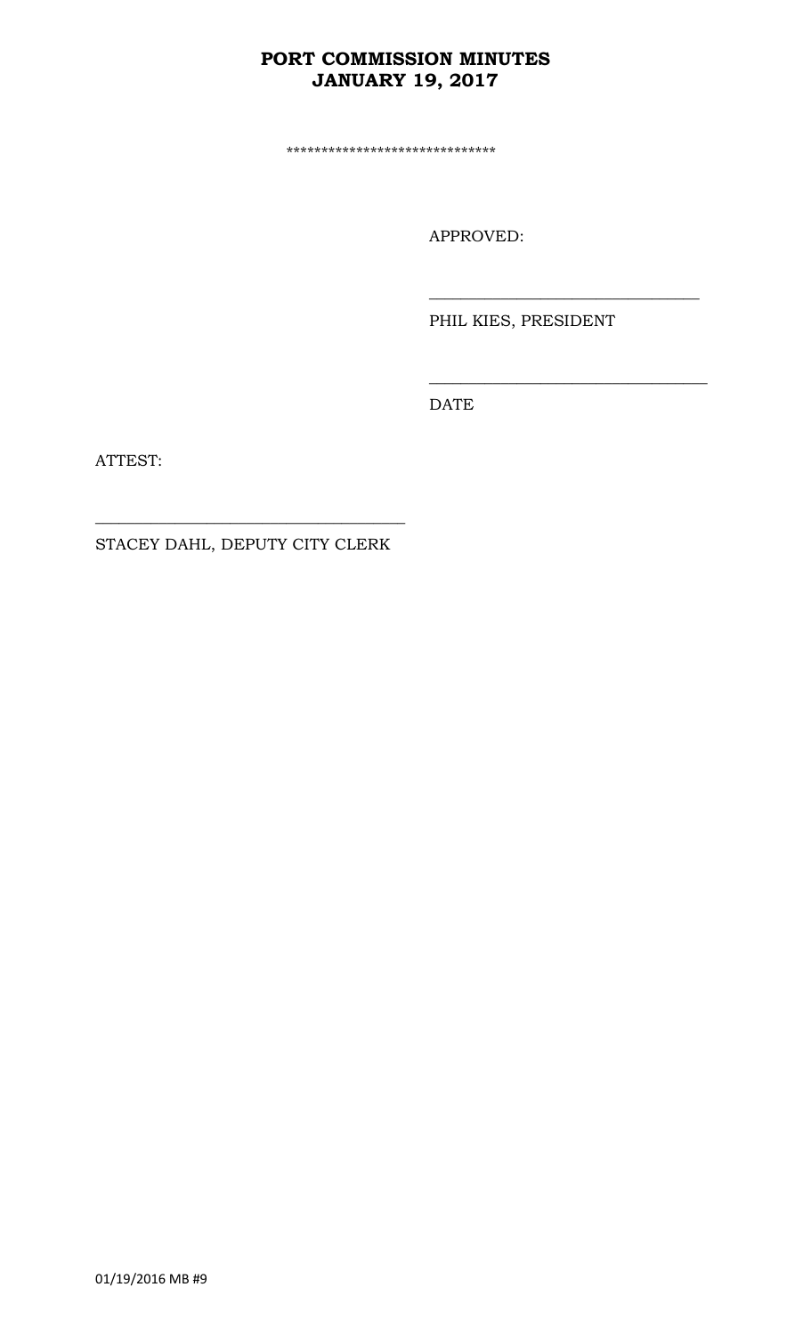*****************************

APPROVED:

________________________________

PHIL KIES, PRESIDENT

________________________________

DATE

ATTEST:

____________________________________

STACEY DAHL, DEPUTY CITY CLERK